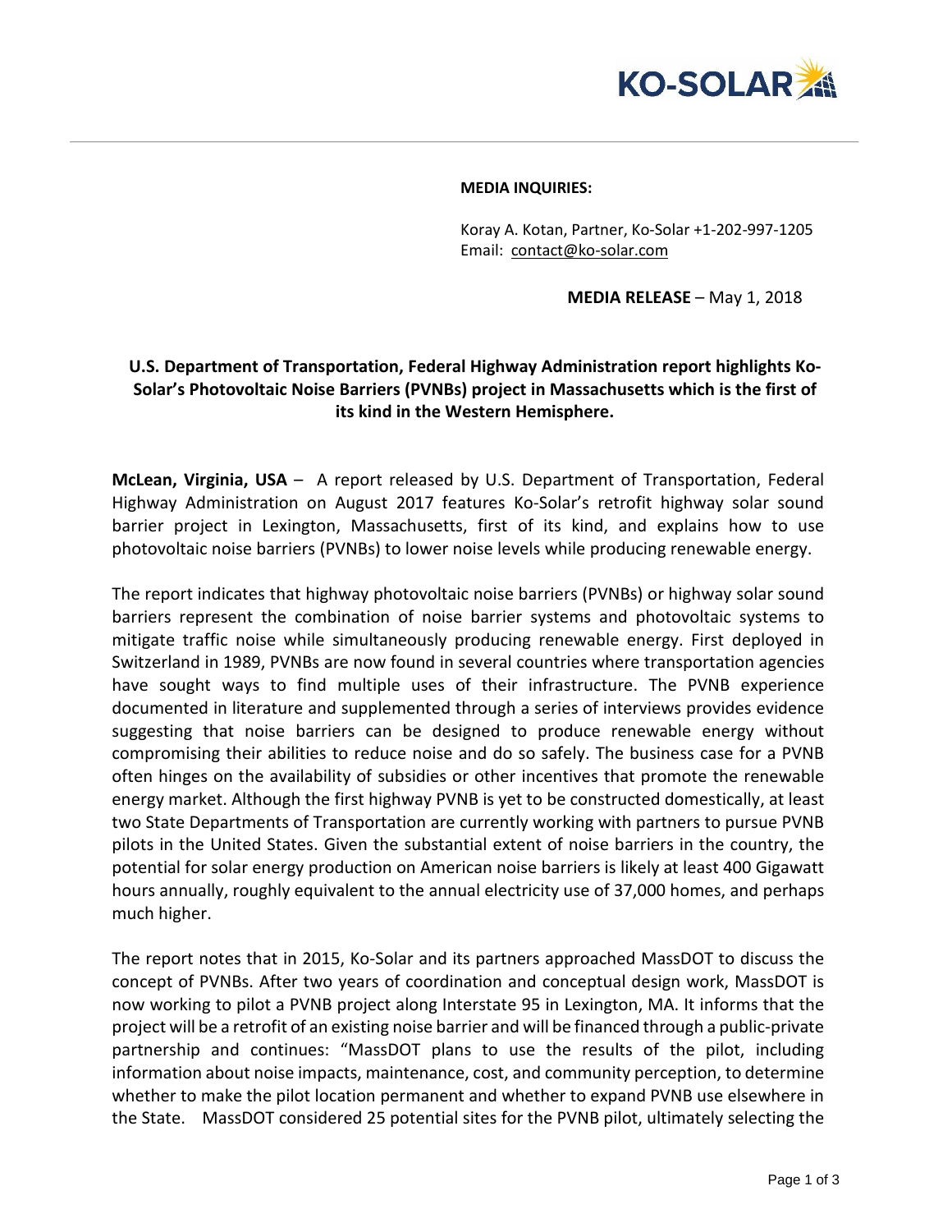**MEDIA INQUIRIES:**

Koray A. Kotan, Partner, Ko-Solar +1-202-997-1205
Email: contact@ko-solar.com

**MEDIA RELEASE** – May 1, 2018

**U.S. Department of Transportation, Federal Highway Administration report highlights Ko-Solar's Photovoltaic Noise Barriers (PVNBs) project in Massachusetts which is the first of its kind in the Western Hemisphere.**

**McLean, Virginia, USA** – A report released by U.S. Department of Transportation, Federal Highway Administration on August 2017 features Ko-Solar's retrofit highway solar sound barrier project in Lexington, Massachusetts, first of its kind, and explains how to use photovoltaic noise barriers (PVNBs) to lower noise levels while producing renewable energy.

The report indicates that highway photovoltaic noise barriers (PVNBs) or highway solar sound barriers represent the combination of noise barrier systems and photovoltaic systems to mitigate traffic noise while simultaneously producing renewable energy. First deployed in Switzerland in 1989, PVNBs are now found in several countries where transportation agencies have sought ways to find multiple uses of their infrastructure. The PVNB experience documented in literature and supplemented through a series of interviews provides evidence suggesting that noise barriers can be designed to produce renewable energy without compromising their abilities to reduce noise and do so safely. The business case for a PVNB often hinges on the availability of subsidies or other incentives that promote the renewable energy market. Although the first highway PVNB is yet to be constructed domestically, at least two State Departments of Transportation are currently working with partners to pursue PVNB pilots in the United States. Given the substantial extent of noise barriers in the country, the potential for solar energy production on American noise barriers is likely at least 400 Gigawatt hours annually, roughly equivalent to the annual electricity use of 37,000 homes, and perhaps much higher.

The report notes that in 2015, Ko-Solar and its partners approached MassDOT to discuss the concept of PVNBs. After two years of coordination and conceptual design work, MassDOT is now working to pilot a PVNB project along Interstate 95 in Lexington, MA. It informs that the project will be a retrofit of an existing noise barrier and will be financed through a public-private partnership and continues: "MassDOT plans to use the results of the pilot, including information about noise impacts, maintenance, cost, and community perception, to determine whether to make the pilot location permanent and whether to expand PVNB use elsewhere in the State. MassDOT considered 25 potential sites for the PVNB pilot, ultimately selecting the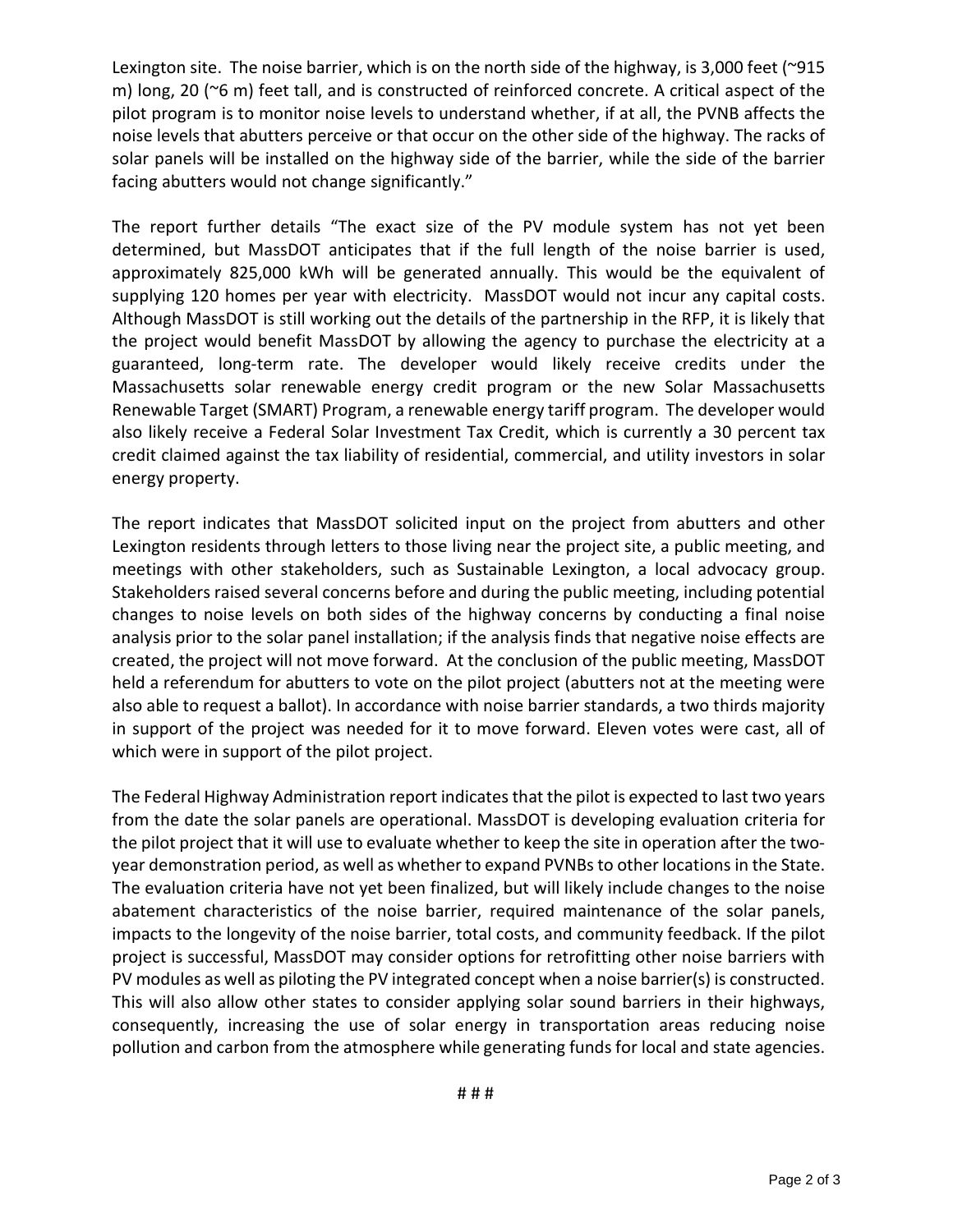Lexington site. The noise barrier, which is on the north side of the highway, is 3,000 feet (~915 m) long, 20 (~6 m) feet tall, and is constructed of reinforced concrete. A critical aspect of the pilot program is to monitor noise levels to understand whether, if at all, the PVNB affects the noise levels that abutters perceive or that occur on the other side of the highway. The racks of solar panels will be installed on the highway side of the barrier, while the side of the barrier facing abutters would not change significantly."

The report further details "The exact size of the PV module system has not yet been determined, but MassDOT anticipates that if the full length of the noise barrier is used, approximately 825,000 kWh will be generated annually. This would be the equivalent of supplying 120 homes per year with electricity. MassDOT would not incur any capital costs. Although MassDOT is still working out the details of the partnership in the RFP, it is likely that the project would benefit MassDOT by allowing the agency to purchase the electricity at a guaranteed, long-term rate. The developer would likely receive credits under the Massachusetts solar renewable energy credit program or the new Solar Massachusetts Renewable Target (SMART) Program, a renewable energy tariff program. The developer would also likely receive a Federal Solar Investment Tax Credit, which is currently a 30 percent tax credit claimed against the tax liability of residential, commercial, and utility investors in solar energy property.

The report indicates that MassDOT solicited input on the project from abutters and other Lexington residents through letters to those living near the project site, a public meeting, and meetings with other stakeholders, such as Sustainable Lexington, a local advocacy group. Stakeholders raised several concerns before and during the public meeting, including potential changes to noise levels on both sides of the highway concerns by conducting a final noise analysis prior to the solar panel installation; if the analysis finds that negative noise effects are created, the project will not move forward. At the conclusion of the public meeting, MassDOT held a referendum for abutters to vote on the pilot project (abutters not at the meeting were also able to request a ballot). In accordance with noise barrier standards, a two thirds majority in support of the project was needed for it to move forward. Eleven votes were cast, all of which were in support of the pilot project.

The Federal Highway Administration report indicates that the pilot is expected to last two years from the date the solar panels are operational. MassDOT is developing evaluation criteria for the pilot project that it will use to evaluate whether to keep the site in operation after the two-year demonstration period, as well as whether to expand PVNBs to other locations in the State. The evaluation criteria have not yet been finalized, but will likely include changes to the noise abatement characteristics of the noise barrier, required maintenance of the solar panels, impacts to the longevity of the noise barrier, total costs, and community feedback. If the pilot project is successful, MassDOT may consider options for retrofitting other noise barriers with PV modules as well as piloting the PV integrated concept when a noise barrier(s) is constructed. This will also allow other states to consider applying solar sound barriers in their highways, consequently, increasing the use of solar energy in transportation areas reducing noise pollution and carbon from the atmosphere while generating funds for local and state agencies.

# # #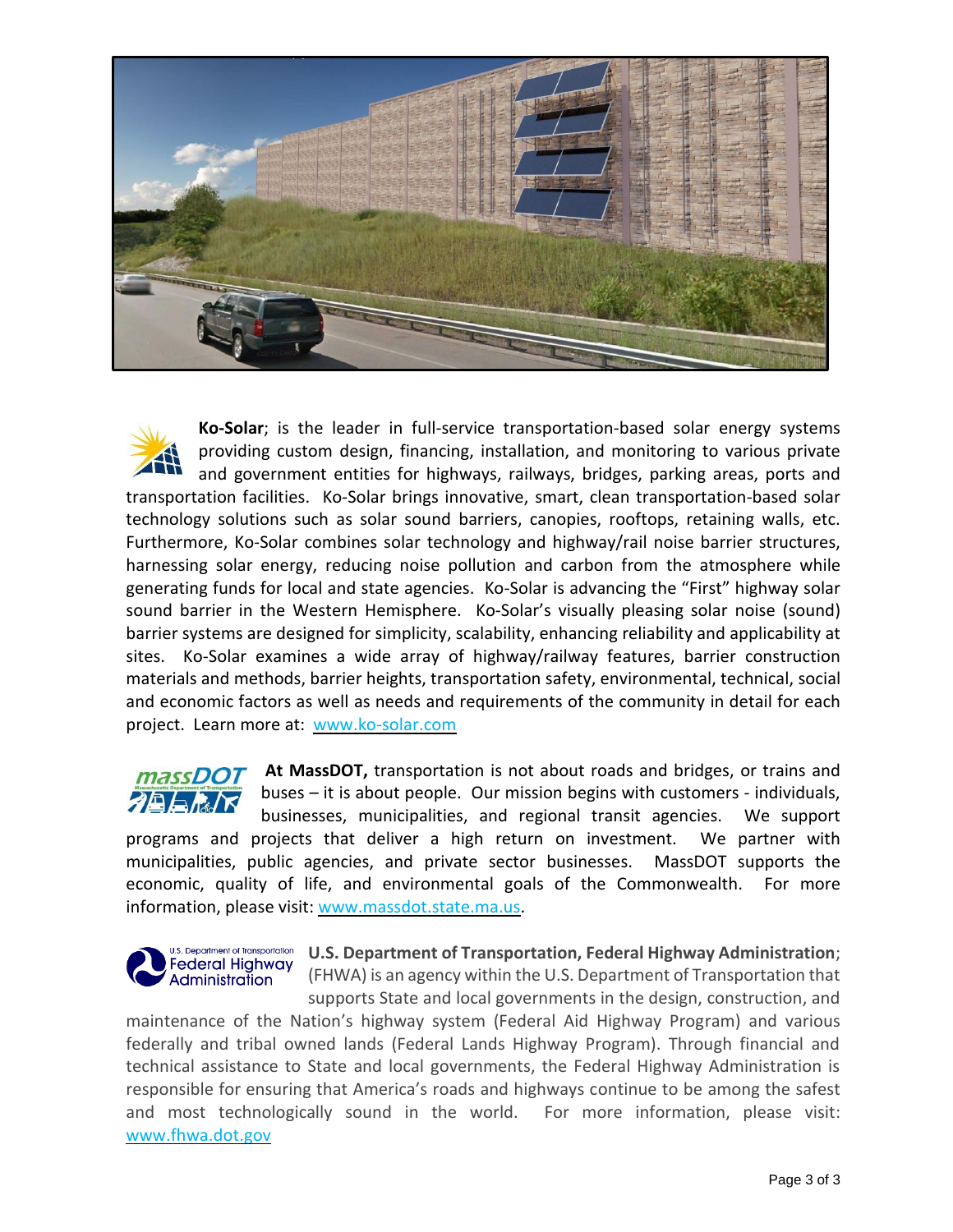**Ko-Solar**; is the leader in full-service transportation-based solar energy systems providing custom design, financing, installation, and monitoring to various private and government entities for highways, railways, bridges, parking areas, ports and transportation facilities. Ko-Solar brings innovative, smart, clean transportation-based solar technology solutions such as solar sound barriers, canopies, rooftops, retaining walls, etc. Furthermore, Ko-Solar combines solar technology and highway/rail noise barrier structures, harnessing solar energy, reducing noise pollution and carbon from the atmosphere while generating funds for local and state agencies. Ko-Solar is advancing the "First" highway solar sound barrier in the Western Hemisphere. Ko-Solar's visually pleasing solar noise (sound) barrier systems are designed for simplicity, scalability, enhancing reliability and applicability at sites. Ko-Solar examines a wide array of highway/railway features, barrier construction materials and methods, barrier heights, transportation safety, environmental, technical, social and economic factors as well as needs and requirements of the community in detail for each project. Learn more at: [www.ko-solar.com](www.ko-solar.com)

**At MassDOT,** transportation is not about roads and bridges, or trains and buses – it is about people. Our mission begins with customers - individuals, businesses, municipalities, and regional transit agencies. We support programs and projects that deliver a high return on investment. We partner with municipalities, public agencies, and private sector businesses. MassDOT supports the economic, quality of life, and environmental goals of the Commonwealth. For more information, please visit: [www.massdot.state.ma.us](www.massdot.state.ma.us).

**U.S. Department of Transportation, Federal Highway Administration**; (FHWA) is an agency within the U.S. Department of Transportation that supports State and local governments in the design, construction, and maintenance of the Nation's highway system (Federal Aid Highway Program) and various federally and tribal owned lands (Federal Lands Highway Program). Through financial and technical assistance to State and local governments, the Federal Highway Administration is responsible for ensuring that America's roads and highways continue to be among the safest and most technologically sound in the world. For more information, please visit: [www.fhwa.dot.gov](www.fhwa.dot.gov)